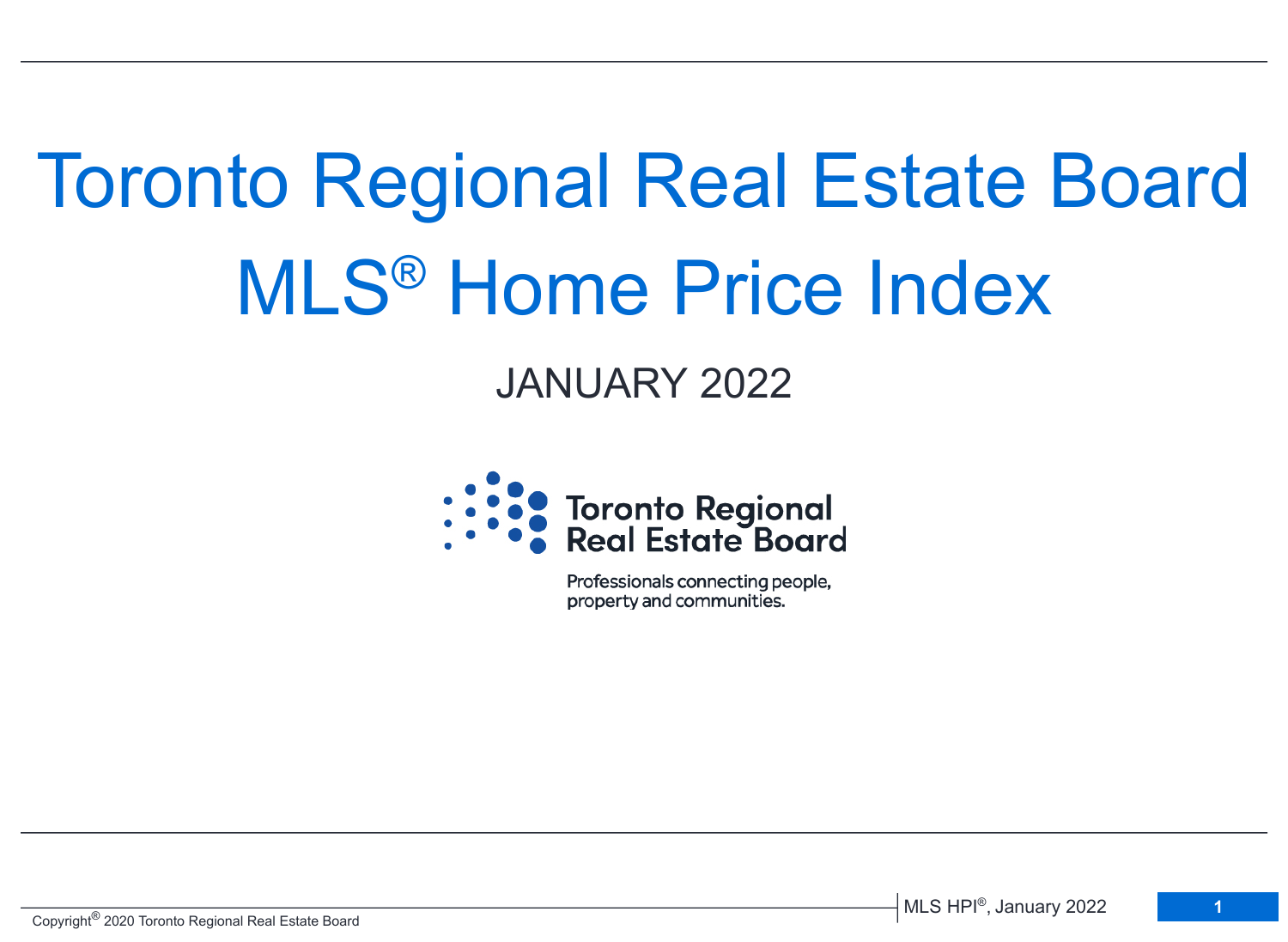# Toronto Regional Real Estate Board MLS® Home Price Index

## JANUARY 2022

Toronto Regional Real Estate Board

Professionals connecting people, property and communities.

Copyright® 2020 Toronto Regional Real Estate Board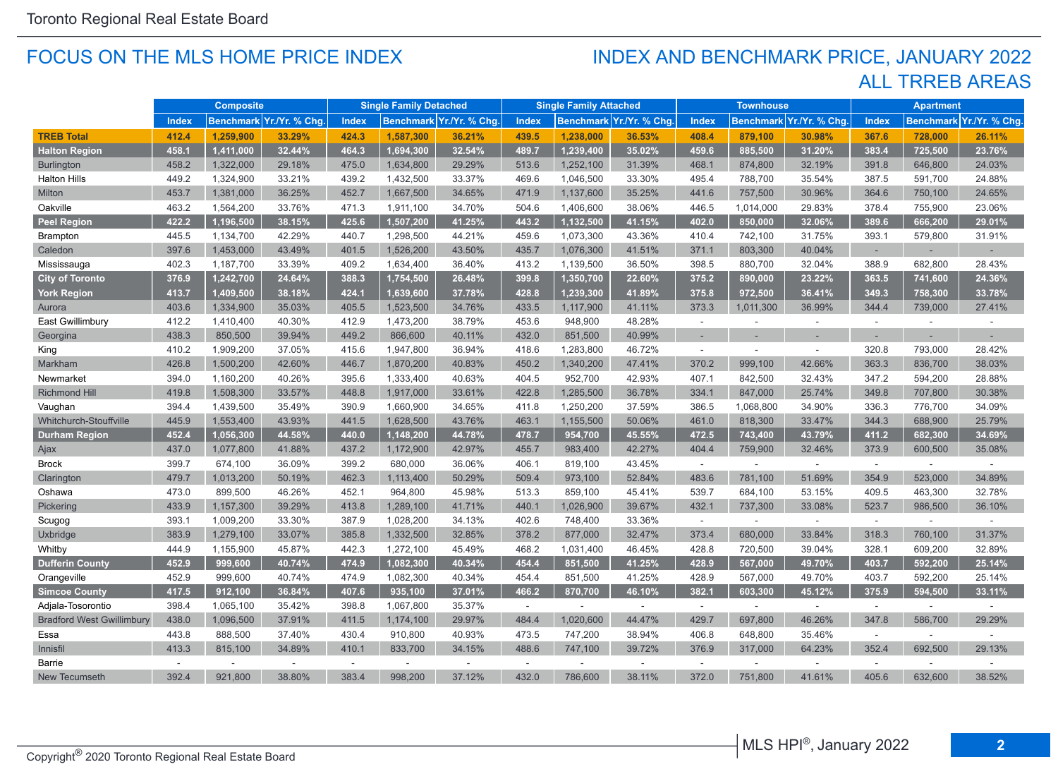Toronto Regional Real Estate Board

# FOCUS ON THE MLS HOME PRICE INDEX

## INDEX AND BENCHMARK PRICE, JANUARY 2022
## ALL TRREB AREAS

| | Composite | | | Single Family Detached | | | Single Family Attached | | | Townhouse | | | Apartment | | |
|---|---|---|---|---|---|---|---|---|---|---|---|---|---|---|---|
| | Index | Benchmark | Yr./Yr. % Chg. | Index | Benchmark | Yr./Yr. % Chg. | Index | Benchmark | Yr./Yr. % Chg. | Index | Benchmark | Yr./Yr. % Chg. | Index | Benchmark | Yr./Yr. % Chg. |
| **TREB Total** | **412.4** | **1,259,900** | **33.29%** | **424.3** | **1,587,300** | **36.21%** | **439.5** | **1,238,000** | **36.53%** | **408.4** | **879,100** | **30.98%** | **367.6** | **728,000** | **26.11%** |
| **Halton Region** | **458.1** | **1,411,000** | **32.44%** | **464.3** | **1,694,300** | **32.54%** | **489.7** | **1,239,400** | **35.02%** | **459.6** | **885,500** | **31.20%** | **383.4** | **725,500** | **23.76%** |
| Burlington | 458.2 | 1,322,000 | 29.18% | 475.0 | 1,634,800 | 29.29% | 513.6 | 1,252,100 | 31.39% | 468.1 | 874,800 | 32.19% | 391.8 | 646,800 | 24.03% |
| Halton Hills | 449.2 | 1,324,900 | 33.21% | 439.2 | 1,432,500 | 33.37% | 469.6 | 1,046,500 | 33.30% | 495.4 | 788,700 | 35.54% | 387.5 | 591,700 | 24.88% |
| Milton | 453.7 | 1,381,000 | 36.25% | 452.7 | 1,667,500 | 34.65% | 471.9 | 1,137,600 | 35.25% | 441.6 | 757,500 | 30.96% | 364.6 | 750,100 | 24.65% |
| Oakville | 463.2 | 1,564,200 | 33.76% | 471.3 | 1,911,100 | 34.70% | 504.6 | 1,406,600 | 38.06% | 446.5 | 1,014,000 | 29.83% | 378.4 | 755,900 | 23.06% |
| **Peel Region** | **422.2** | **1,196,500** | **38.15%** | **425.6** | **1,507,200** | **41.25%** | **443.2** | **1,132,500** | **41.15%** | **402.0** | **850,000** | **32.06%** | **389.6** | **666,200** | **29.01%** |
| Brampton | 445.5 | 1,134,700 | 42.29% | 440.7 | 1,298,500 | 44.21% | 459.6 | 1,073,300 | 43.36% | 410.4 | 742,100 | 31.75% | 393.1 | 579,800 | 31.91% |
| Caledon | 397.6 | 1,453,000 | 43.49% | 401.5 | 1,526,200 | 43.50% | 435.7 | 1,076,300 | 41.51% | 371.1 | 803,300 | 40.04% | - | - | - |
| Mississauga | 402.3 | 1,187,700 | 33.39% | 409.2 | 1,634,400 | 36.40% | 413.2 | 1,139,500 | 36.50% | 398.5 | 880,700 | 32.04% | 388.9 | 682,800 | 28.43% |
| **City of Toronto** | **376.9** | **1,242,700** | **24.64%** | **388.3** | **1,754,500** | **26.48%** | **399.8** | **1,350,700** | **22.60%** | **375.2** | **890,000** | **23.22%** | **363.5** | **741,600** | **24.36%** |
| **York Region** | **413.7** | **1,409,500** | **38.18%** | **424.1** | **1,639,600** | **37.78%** | **428.8** | **1,239,300** | **41.89%** | **375.8** | **972,500** | **36.41%** | **349.3** | **758,300** | **33.78%** |
| Aurora | 403.6 | 1,334,900 | 35.03% | 405.5 | 1,523,500 | 34.76% | 433.5 | 1,117,900 | 41.11% | 373.3 | 1,011,300 | 36.99% | 344.4 | 739,000 | 27.41% |
| East Gwillimbury | 412.2 | 1,410,400 | 40.30% | 412.9 | 1,473,200 | 38.79% | 453.6 | 948,900 | 48.28% | - | - | - | - | - | - |
| Georgina | 438.3 | 850,500 | 39.94% | 449.2 | 866,600 | 40.11% | 432.0 | 851,500 | 40.99% | - | - | - | - | - | - |
| King | 410.2 | 1,909,200 | 37.05% | 415.6 | 1,947,800 | 36.94% | 418.6 | 1,283,800 | 46.72% | - | - | - | 320.8 | 793,000 | 28.42% |
| Markham | 426.8 | 1,500,200 | 42.60% | 446.7 | 1,870,200 | 40.83% | 450.2 | 1,340,200 | 47.41% | 370.2 | 999,100 | 42.66% | 363.3 | 836,700 | 38.03% |
| Newmarket | 394.0 | 1,160,200 | 40.26% | 395.6 | 1,333,400 | 40.63% | 404.5 | 952,700 | 42.93% | 407.1 | 842,500 | 32.43% | 347.2 | 594,200 | 28.88% |
| Richmond Hill | 419.8 | 1,508,300 | 33.57% | 448.8 | 1,917,000 | 33.61% | 422.8 | 1,285,500 | 36.78% | 334.1 | 847,000 | 25.74% | 349.8 | 707,800 | 30.38% |
| Vaughan | 394.4 | 1,439,500 | 35.49% | 390.9 | 1,660,900 | 34.65% | 411.8 | 1,250,200 | 37.59% | 386.5 | 1,068,800 | 34.90% | 336.3 | 776,700 | 34.09% |
| Whitchurch-Stouffville | 445.9 | 1,553,400 | 43.93% | 441.5 | 1,628,500 | 43.76% | 463.1 | 1,155,500 | 50.06% | 461.0 | 818,300 | 33.47% | 344.3 | 688,900 | 25.79% |
| **Durham Region** | **452.4** | **1,056,300** | **44.58%** | **440.0** | **1,148,200** | **44.78%** | **478.7** | **954,700** | **45.55%** | **472.5** | **743,400** | **43.79%** | **411.2** | **682,300** | **34.69%** |
| Ajax | 437.0 | 1,077,800 | 41.88% | 437.2 | 1,172,900 | 42.97% | 455.7 | 983,400 | 42.27% | 404.4 | 759,900 | 32.46% | 373.9 | 600,500 | 35.08% |
| Brock | 399.7 | 674,100 | 36.09% | 399.2 | 680,000 | 36.06% | 406.1 | 819,100 | 43.45% | - | - | - | - | - | - |
| Clarington | 479.7 | 1,013,200 | 50.19% | 462.3 | 1,113,400 | 50.29% | 509.4 | 973,100 | 52.84% | 483.6 | 781,100 | 51.69% | 354.9 | 523,000 | 34.89% |
| Oshawa | 473.0 | 899,500 | 46.26% | 452.1 | 964,800 | 45.98% | 513.3 | 859,100 | 45.41% | 539.7 | 684,100 | 53.15% | 409.5 | 463,300 | 32.78% |
| Pickering | 433.9 | 1,157,300 | 39.29% | 413.8 | 1,289,100 | 41.71% | 440.1 | 1,026,900 | 39.67% | 432.1 | 737,300 | 33.08% | 523.7 | 986,500 | 36.10% |
| Scugog | 393.1 | 1,009,200 | 33.30% | 387.9 | 1,028,200 | 34.13% | 402.6 | 748,400 | 33.36% | - | - | - | - | - | - |
| Uxbridge | 383.9 | 1,279,100 | 33.07% | 385.8 | 1,332,500 | 32.85% | 378.2 | 877,000 | 32.47% | 373.4 | 680,000 | 33.84% | 318.3 | 760,100 | 31.37% |
| Whitby | 444.9 | 1,155,900 | 45.87% | 442.3 | 1,272,100 | 45.49% | 468.2 | 1,031,400 | 46.45% | 428.8 | 720,500 | 39.04% | 328.1 | 609,200 | 32.89% |
| **Dufferin County** | **452.9** | **999,600** | **40.74%** | **474.9** | **1,082,300** | **40.34%** | **454.4** | **851,500** | **41.25%** | **428.9** | **567,000** | **49.70%** | **403.7** | **592,200** | **25.14%** |
| Orangeville | 452.9 | 999,600 | 40.74% | 474.9 | 1,082,300 | 40.34% | 454.4 | 851,500 | 41.25% | 428.9 | 567,000 | 49.70% | 403.7 | 592,200 | 25.14% |
| **Simcoe County** | **417.5** | **912,100** | **36.84%** | **407.6** | **935,100** | **37.01%** | **466.2** | **870,700** | **46.10%** | **382.1** | **603,300** | **45.12%** | **375.9** | **594,500** | **33.11%** |
| Adjala-Tosorontio | 398.4 | 1,065,100 | 35.42% | 398.8 | 1,067,800 | 35.37% | - | - | - | - | - | - | - | - | - |
| Bradford West Gwillimbury | 438.0 | 1,096,500 | 37.91% | 411.5 | 1,174,100 | 29.97% | 484.4 | 1,020,600 | 44.47% | 429.7 | 697,800 | 46.26% | 347.8 | 586,700 | 29.29% |
| Essa | 443.8 | 888,500 | 37.40% | 430.4 | 910,800 | 40.93% | 473.5 | 747,200 | 38.94% | 406.8 | 648,800 | 35.46% | - | - | - |
| Innisfil | 413.3 | 815,100 | 34.89% | 410.1 | 833,700 | 34.15% | 488.6 | 747,100 | 39.72% | 376.9 | 317,000 | 64.23% | 352.4 | 692,500 | 29.13% |
| Barrie | - | - | - | - | - | - | - | - | - | - | - | - | - | - | - |
| New Tecumseth | 392.4 | 921,800 | 38.80% | 383.4 | 998,200 | 37.12% | 432.0 | 786,600 | 38.11% | 372.0 | 751,800 | 41.61% | 405.6 | 632,600 | 38.52% |

Copyright® 2020 Toronto Regional Real Estate Board

MLS HPI®, January 2022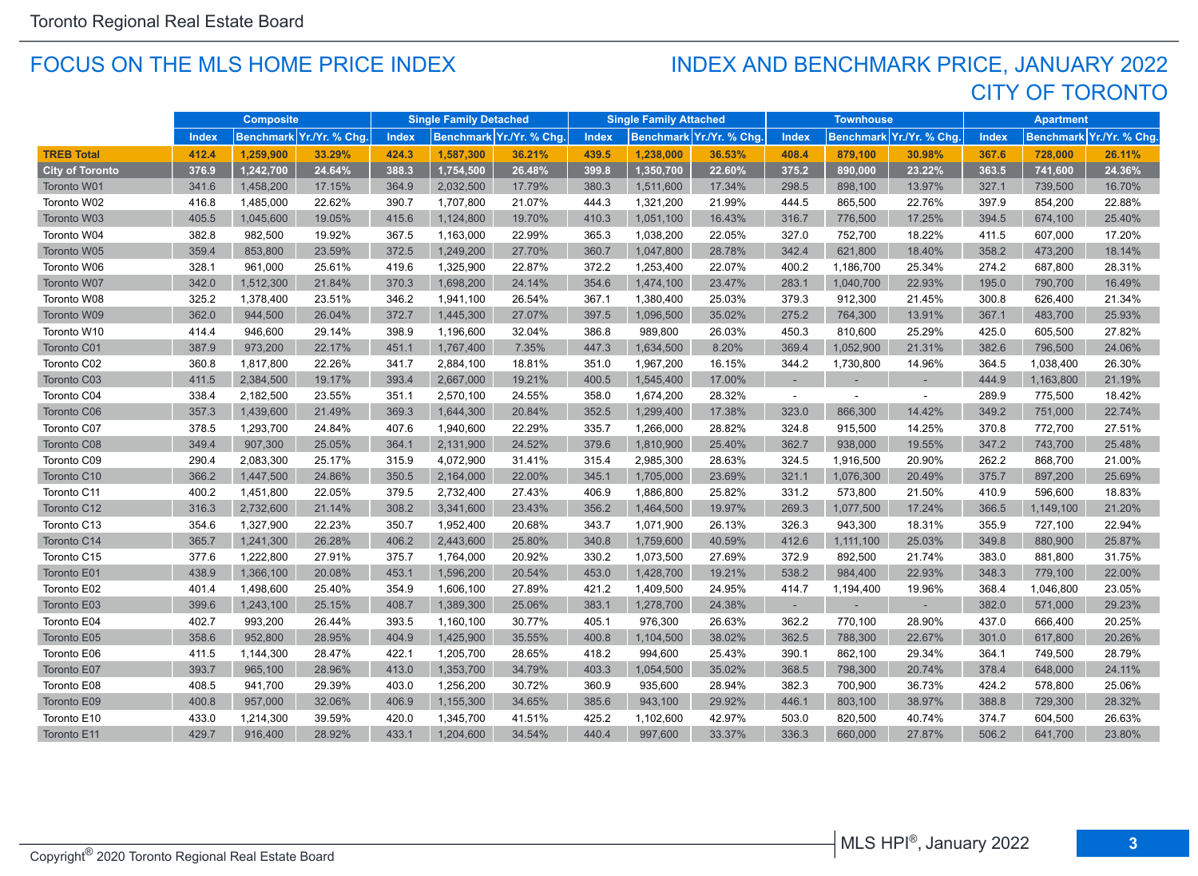# FOCUS ON THE MLS HOME PRICE INDEX

## INDEX AND BENCHMARK PRICE, JANUARY 2022
## CITY OF TORONTO

| | Composite | | | Single Family Detached | | | Single Family Attached | | | Townhouse | | | Apartment | | |
|---|---|---|---|---|---|---|---|---|---|---|---|---|---|---|---|
| | Index | Benchmark | Yr./Yr. % Chg. | Index | Benchmark | Yr./Yr. % Chg. | Index | Benchmark | Yr./Yr. % Chg. | Index | Benchmark | Yr./Yr. % Chg. | Index | Benchmark | Yr./Yr. % Chg. |
| **TREB Total** | **412.4** | **1,259,900** | **33.29%** | **424.3** | **1,587,300** | **36.21%** | **439.5** | **1,238,000** | **36.53%** | **408.4** | **879,100** | **30.98%** | **367.6** | **728,000** | **26.11%** |
| **City of Toronto** | **376.9** | **1,242,700** | **24.64%** | **388.3** | **1,754,500** | **26.48%** | **399.8** | **1,350,700** | **22.60%** | **375.2** | **890,000** | **23.22%** | **363.5** | **741,600** | **24.36%** |
| Toronto W01 | 341.6 | 1,458,200 | 17.15% | 364.9 | 2,032,500 | 17.79% | 380.3 | 1,511,600 | 17.34% | 298.5 | 898,100 | 13.97% | 327.1 | 739,500 | 16.70% |
| Toronto W02 | 416.8 | 1,485,000 | 22.62% | 390.7 | 1,707,800 | 21.07% | 444.3 | 1,321,200 | 21.99% | 444.5 | 865,500 | 22.76% | 397.9 | 854,200 | 22.88% |
| Toronto W03 | 405.5 | 1,045,600 | 19.05% | 415.6 | 1,124,800 | 19.70% | 410.3 | 1,051,100 | 16.43% | 316.7 | 776,500 | 17.25% | 394.5 | 674,100 | 25.40% |
| Toronto W04 | 382.8 | 982,500 | 19.92% | 367.5 | 1,163,000 | 22.99% | 365.3 | 1,038,200 | 22.05% | 327.0 | 752,700 | 18.22% | 411.5 | 607,000 | 17.20% |
| Toronto W05 | 359.4 | 853,800 | 23.59% | 372.5 | 1,249,200 | 27.70% | 360.7 | 1,047,800 | 28.78% | 342.4 | 621,800 | 18.40% | 358.2 | 473,200 | 18.14% |
| Toronto W06 | 328.1 | 961,000 | 25.61% | 419.6 | 1,325,900 | 22.87% | 372.2 | 1,253,400 | 22.07% | 400.2 | 1,186,700 | 25.34% | 274.2 | 687,800 | 28.31% |
| Toronto W07 | 342.0 | 1,512,300 | 21.84% | 370.3 | 1,698,200 | 24.14% | 354.6 | 1,474,100 | 23.47% | 283.1 | 1,040,700 | 22.93% | 195.0 | 790,700 | 16.49% |
| Toronto W08 | 325.2 | 1,378,400 | 23.51% | 346.2 | 1,941,100 | 26.54% | 367.1 | 1,380,400 | 25.03% | 379.3 | 912,300 | 21.45% | 300.8 | 626,400 | 21.34% |
| Toronto W09 | 362.0 | 944,500 | 26.04% | 372.7 | 1,445,300 | 27.07% | 397.5 | 1,096,500 | 35.02% | 275.2 | 764,300 | 13.91% | 367.1 | 483,700 | 25.93% |
| Toronto W10 | 414.4 | 946,600 | 29.14% | 398.9 | 1,196,600 | 32.04% | 386.8 | 989,800 | 26.03% | 450.3 | 810,600 | 25.29% | 425.0 | 605,500 | 27.82% |
| Toronto C01 | 387.9 | 973,200 | 22.17% | 451.1 | 1,767,400 | 7.35% | 447.3 | 1,634,500 | 8.20% | 369.4 | 1,052,900 | 21.31% | 382.6 | 796,500 | 24.06% |
| Toronto C02 | 360.8 | 1,817,800 | 22.26% | 341.7 | 2,884,100 | 18.81% | 351.0 | 1,967,200 | 16.15% | 344.2 | 1,730,800 | 14.96% | 364.5 | 1,038,400 | 26.30% |
| Toronto C03 | 411.5 | 2,384,500 | 19.17% | 393.4 | 2,667,000 | 19.21% | 400.5 | 1,545,400 | 17.00% | - | - | - | 444.9 | 1,163,800 | 21.19% |
| Toronto C04 | 338.4 | 2,182,500 | 23.55% | 351.1 | 2,570,100 | 24.55% | 358.0 | 1,674,200 | 28.32% | - | - | - | 289.9 | 775,500 | 18.42% |
| Toronto C06 | 357.3 | 1,439,600 | 21.49% | 369.3 | 1,644,300 | 20.84% | 352.5 | 1,299,400 | 17.38% | 323.0 | 866,300 | 14.42% | 349.2 | 751,000 | 22.74% |
| Toronto C07 | 378.5 | 1,293,700 | 24.84% | 407.6 | 1,940,600 | 22.29% | 335.7 | 1,266,000 | 28.82% | 324.8 | 915,500 | 14.25% | 370.8 | 772,700 | 27.51% |
| Toronto C08 | 349.4 | 907,300 | 25.05% | 364.1 | 2,131,900 | 24.52% | 379.6 | 1,810,900 | 25.40% | 362.7 | 938,000 | 19.55% | 347.2 | 743,700 | 25.48% |
| Toronto C09 | 290.4 | 2,083,300 | 25.17% | 315.9 | 4,072,900 | 31.41% | 315.4 | 2,985,300 | 28.63% | 324.5 | 1,916,500 | 20.90% | 262.2 | 868,700 | 21.00% |
| Toronto C10 | 366.2 | 1,447,500 | 24.86% | 350.5 | 2,164,000 | 22.00% | 345.1 | 1,705,000 | 23.69% | 321.1 | 1,076,300 | 20.49% | 375.7 | 897,200 | 25.69% |
| Toronto C11 | 400.2 | 1,451,800 | 22.05% | 379.5 | 2,732,400 | 27.43% | 406.9 | 1,886,800 | 25.82% | 331.2 | 573,800 | 21.50% | 410.9 | 596,600 | 18.83% |
| Toronto C12 | 316.3 | 2,732,600 | 21.14% | 308.2 | 3,341,600 | 23.43% | 356.2 | 1,464,500 | 19.97% | 269.3 | 1,077,500 | 17.24% | 366.5 | 1,149,100 | 21.20% |
| Toronto C13 | 354.6 | 1,327,900 | 22.23% | 350.7 | 1,952,400 | 20.68% | 343.7 | 1,071,900 | 26.13% | 326.3 | 943,300 | 18.31% | 355.9 | 727,100 | 22.94% |
| Toronto C14 | 365.7 | 1,241,300 | 26.28% | 406.2 | 2,443,600 | 25.80% | 340.8 | 1,759,600 | 40.59% | 412.6 | 1,111,100 | 25.03% | 349.8 | 880,900 | 25.87% |
| Toronto C15 | 377.6 | 1,222,800 | 27.91% | 375.7 | 1,764,000 | 20.92% | 330.2 | 1,073,500 | 27.69% | 372.9 | 892,500 | 21.74% | 383.0 | 881,800 | 31.75% |
| Toronto E01 | 438.9 | 1,366,100 | 20.08% | 453.1 | 1,596,200 | 20.54% | 453.0 | 1,428,700 | 19.21% | 538.2 | 984,400 | 22.93% | 348.3 | 779,100 | 22.00% |
| Toronto E02 | 401.4 | 1,498,600 | 25.40% | 354.9 | 1,606,100 | 27.89% | 421.2 | 1,409,500 | 24.95% | 414.7 | 1,194,400 | 19.96% | 368.4 | 1,046,800 | 23.05% |
| Toronto E03 | 399.6 | 1,243,100 | 25.15% | 408.7 | 1,389,300 | 25.06% | 383.1 | 1,278,700 | 24.38% | - | - | - | 382.0 | 571,000 | 29.23% |
| Toronto E04 | 402.7 | 993,200 | 26.44% | 393.5 | 1,160,100 | 30.77% | 405.1 | 976,300 | 26.63% | 362.2 | 770,100 | 28.90% | 437.0 | 666,400 | 20.25% |
| Toronto E05 | 358.6 | 952,800 | 28.95% | 404.9 | 1,425,900 | 35.55% | 400.8 | 1,104,500 | 38.02% | 362.5 | 788,300 | 22.67% | 301.0 | 617,800 | 20.26% |
| Toronto E06 | 411.5 | 1,144,300 | 28.47% | 422.1 | 1,205,700 | 28.65% | 418.2 | 994,600 | 25.43% | 390.1 | 862,100 | 29.34% | 364.1 | 749,500 | 28.79% |
| Toronto E07 | 393.7 | 965,100 | 28.96% | 413.0 | 1,353,700 | 34.79% | 403.3 | 1,054,500 | 35.02% | 368.5 | 798,300 | 20.74% | 378.4 | 648,000 | 24.11% |
| Toronto E08 | 408.5 | 941,700 | 29.39% | 403.0 | 1,256,200 | 30.72% | 360.9 | 935,600 | 28.94% | 382.3 | 700,900 | 36.73% | 424.2 | 578,800 | 25.06% |
| Toronto E09 | 400.8 | 957,000 | 32.06% | 406.9 | 1,155,300 | 34.65% | 385.6 | 943,100 | 29.92% | 446.1 | 803,100 | 38.97% | 388.8 | 729,300 | 28.32% |
| Toronto E10 | 433.0 | 1,214,300 | 39.59% | 420.0 | 1,345,700 | 41.51% | 425.2 | 1,102,600 | 42.97% | 503.0 | 820,500 | 40.74% | 374.7 | 604,500 | 26.63% |
| Toronto E11 | 429.7 | 916,400 | 28.92% | 433.1 | 1,204,600 | 34.54% | 440.4 | 997,600 | 33.37% | 336.3 | 660,000 | 27.87% | 506.2 | 641,700 | 23.80% |

Copyright® 2020 Toronto Regional Real Estate Board